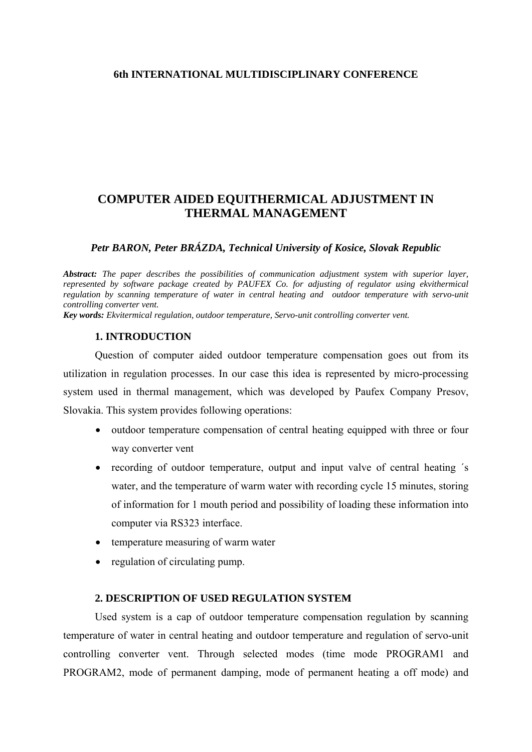**6th INTERNATIONAL MULTIDISCIPLINARY CONFERENCE**

# COMPUTER AIDED EQUITHERMICAL ADJUSTMENT IN THERMAL MANAGEMENT

***Petr BARON, Peter BRÁZDA, Technical University of Kosice, Slovak Republic***

***Abstract:*** *The paper describes the possibilities of communication adjustment system with superior layer, represented by software package created by PAUFEX Co. for adjusting of regulator using ekvithermical regulation by scanning temperature of water in central heating and outdoor temperature with servo-unit controlling converter vent.*

***Key words:*** *Ekvitermical regulation, outdoor temperature, Servo-unit controlling converter vent.*

## 1. INTRODUCTION

Question of computer aided outdoor temperature compensation goes out from its utilization in regulation processes. In our case this idea is represented by micro-processing system used in thermal management, which was developed by Paufex Company Presov, Slovakia. This system provides following operations:

- outdoor temperature compensation of central heating equipped with three or four way converter vent
- recording of outdoor temperature, output and input valve of central heating ´s water, and the temperature of warm water with recording cycle 15 minutes, storing of information for 1 mouth period and possibility of loading these information into computer via RS323 interface.
- temperature measuring of warm water
- regulation of circulating pump.

## 2. DESCRIPTION OF USED REGULATION SYSTEM

Used system is a cap of outdoor temperature compensation regulation by scanning temperature of water in central heating and outdoor temperature and regulation of servo-unit controlling converter vent. Through selected modes (time mode PROGRAM1 and PROGRAM2, mode of permanent damping, mode of permanent heating a off mode) and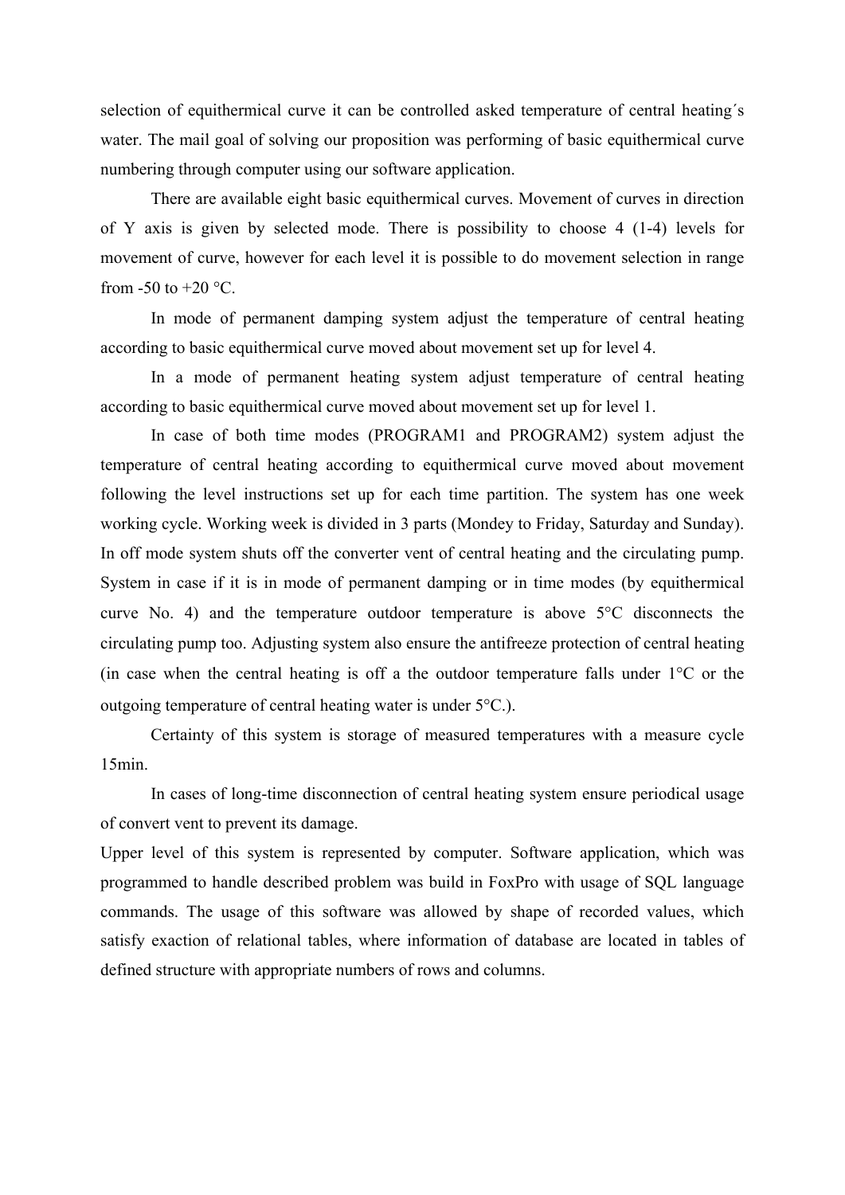selection of equithermical curve it can be controlled asked temperature of central heating´s water. The mail goal of solving our proposition was performing of basic equithermical curve numbering through computer using our software application.

There are available eight basic equithermical curves. Movement of curves in direction of Y axis is given by selected mode. There is possibility to choose 4 (1-4) levels for movement of curve, however for each level it is possible to do movement selection in range from -50 to +20 °C.

In mode of permanent damping system adjust the temperature of central heating according to basic equithermical curve moved about movement set up for level 4.

In a mode of permanent heating system adjust temperature of central heating according to basic equithermical curve moved about movement set up for level 1.

In case of both time modes (PROGRAM1 and PROGRAM2) system adjust the temperature of central heating according to equithermical curve moved about movement following the level instructions set up for each time partition. The system has one week working cycle. Working week is divided in 3 parts (Mondey to Friday, Saturday and Sunday). In off mode system shuts off the converter vent of central heating and the circulating pump. System in case if it is in mode of permanent damping or in time modes (by equithermical curve No. 4) and the temperature outdoor temperature is above 5°C disconnects the circulating pump too. Adjusting system also ensure the antifreeze protection of central heating (in case when the central heating is off a the outdoor temperature falls under 1°C or the outgoing temperature of central heating water is under 5°C.).

Certainty of this system is storage of measured temperatures with a measure cycle 15min.

In cases of long-time disconnection of central heating system ensure periodical usage of convert vent to prevent its damage.

Upper level of this system is represented by computer. Software application, which was programmed to handle described problem was build in FoxPro with usage of SQL language commands. The usage of this software was allowed by shape of recorded values, which satisfy exaction of relational tables, where information of database are located in tables of defined structure with appropriate numbers of rows and columns.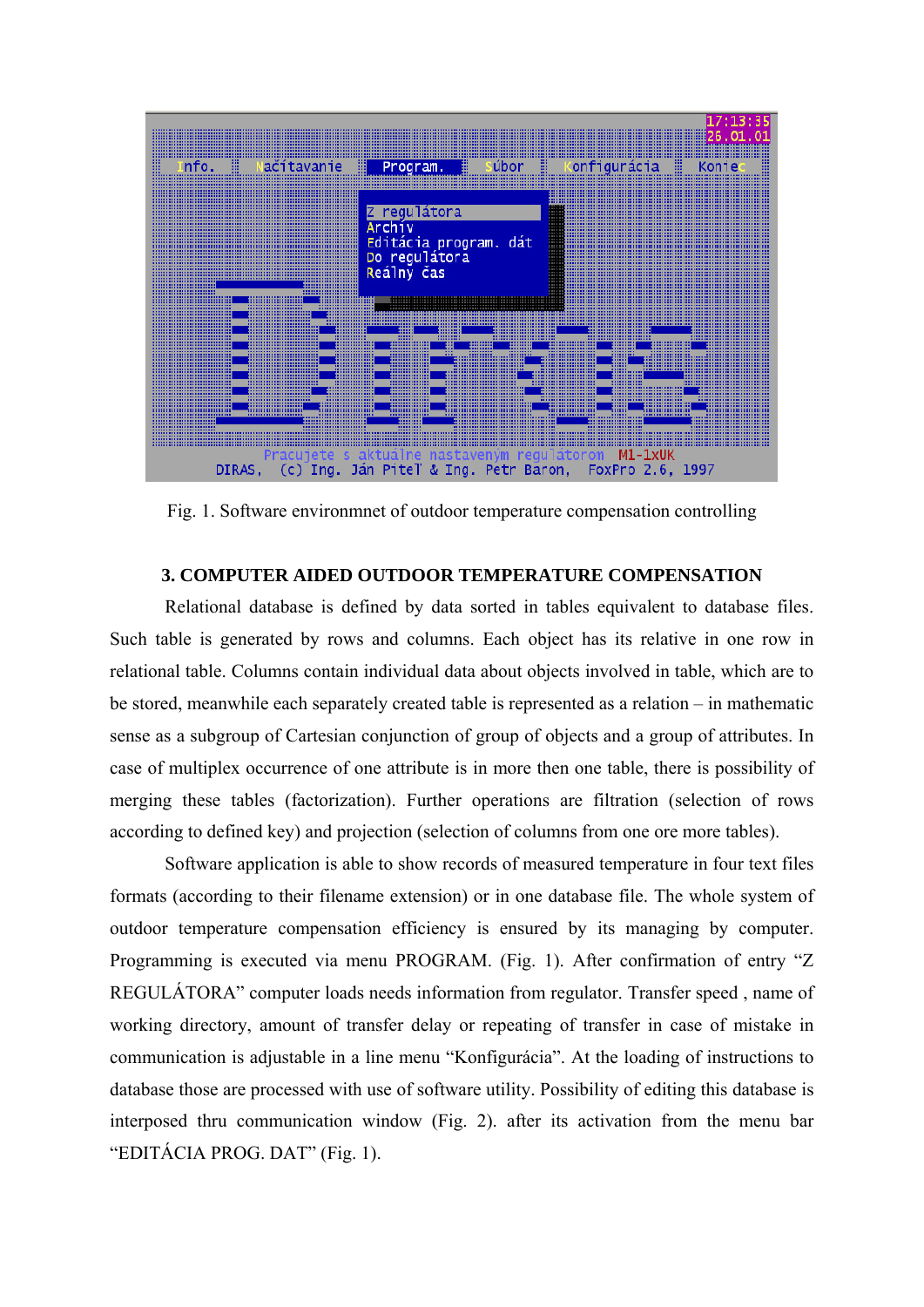Fig. 1. Software environmnet of outdoor temperature compensation controlling

## 3. COMPUTER AIDED OUTDOOR TEMPERATURE COMPENSATION

Relational database is defined by data sorted in tables equivalent to database files. Such table is generated by rows and columns. Each object has its relative in one row in relational table. Columns contain individual data about objects involved in table, which are to be stored, meanwhile each separately created table is represented as a relation – in mathematic sense as a subgroup of Cartesian conjunction of group of objects and a group of attributes. In case of multiplex occurrence of one attribute is in more then one table, there is possibility of merging these tables (factorization). Further operations are filtration (selection of rows according to defined key) and projection (selection of columns from one ore more tables).

Software application is able to show records of measured temperature in four text files formats (according to their filename extension) or in one database file. The whole system of outdoor temperature compensation efficiency is ensured by its managing by computer. Programming is executed via menu PROGRAM. (Fig. 1). After confirmation of entry "Z REGULÁTORA" computer loads needs information from regulator. Transfer speed , name of working directory, amount of transfer delay or repeating of transfer in case of mistake in communication is adjustable in a line menu "Konfigurácia". At the loading of instructions to database those are processed with use of software utility. Possibility of editing this database is interposed thru communication window (Fig. 2). after its activation from the menu bar "EDITÁCIA PROG. DAT" (Fig. 1).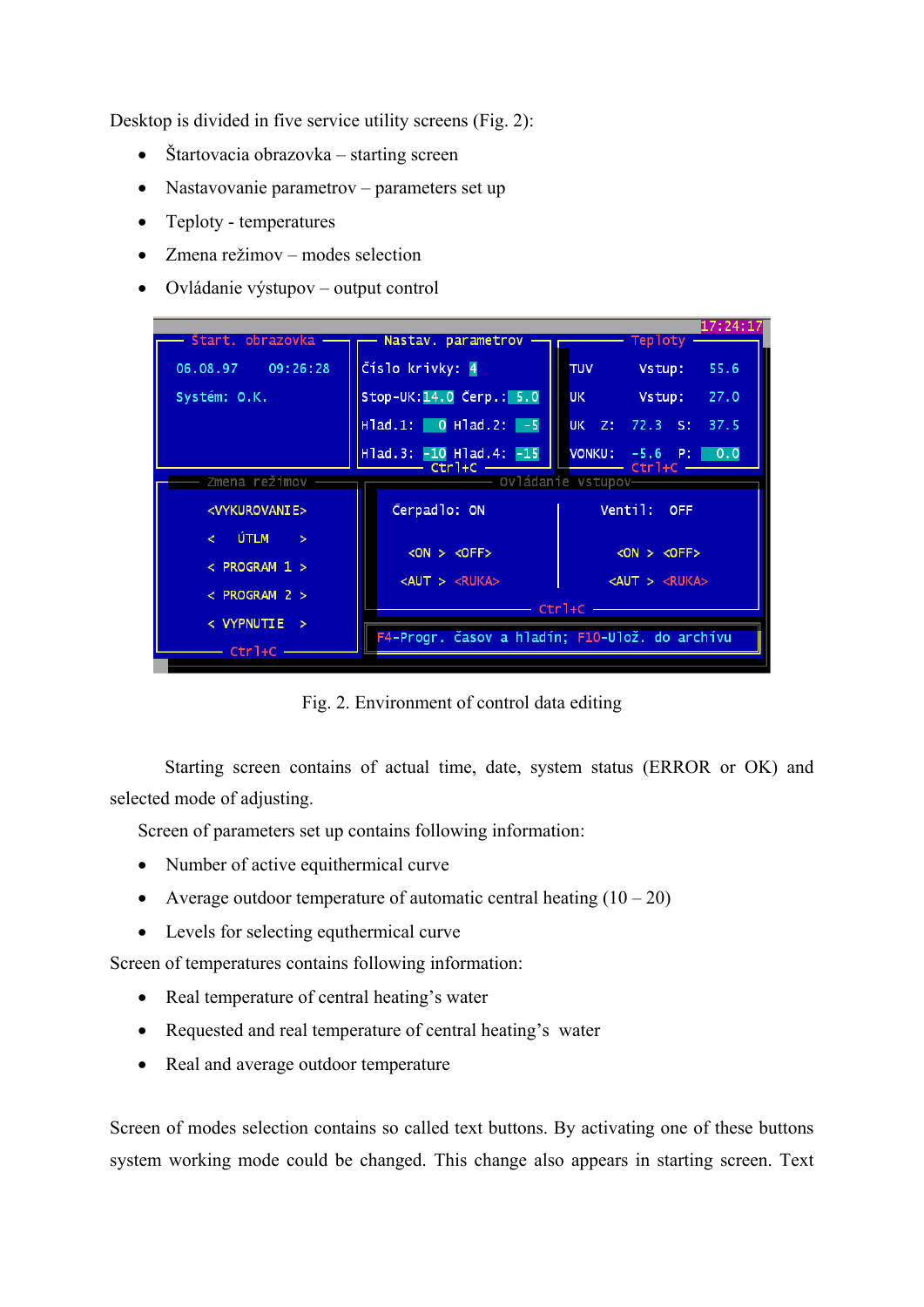Desktop is divided in five service utility screens (Fig. 2):

- Štartovacia obrazovka – starting screen
- Nastavovanie parametrov – parameters set up
- Teploty - temperatures
- Zmena režimov – modes selection
- Ovládanie výstupov – output control

Fig. 2. Environment of control data editing

Starting screen contains of actual time, date, system status (ERROR or OK) and selected mode of adjusting.

Screen of parameters set up contains following information:

- Number of active equithermical curve
- Average outdoor temperature of automatic central heating (10 – 20)
- Levels for selecting equthermical curve

Screen of temperatures contains following information:

- Real temperature of central heating's water
- Requested and real temperature of central heating's water
- Real and average outdoor temperature

Screen of modes selection contains so called text buttons. By activating one of these buttons system working mode could be changed. This change also appears in starting screen. Text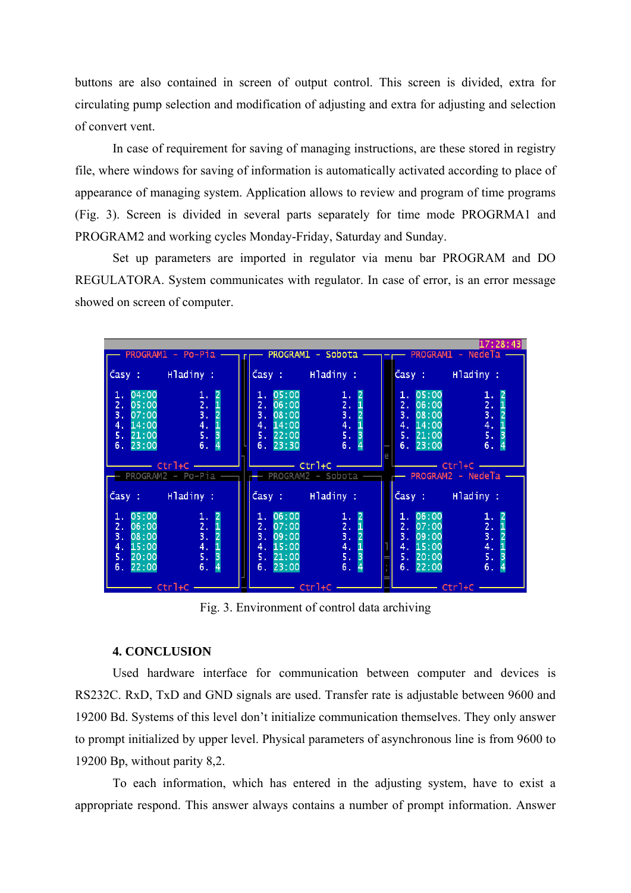buttons are also contained in screen of output control. This screen is divided, extra for circulating pump selection and modification of adjusting and extra for adjusting and selection of convert vent.

In case of requirement for saving of managing instructions, are these stored in registry file, where windows for saving of information is automatically activated according to place of appearance of managing system. Application allows to review and program of time programs (Fig. 3). Screen is divided in several parts separately for time mode PROGRMA1 and PROGRAM2 and working cycles Monday-Friday, Saturday and Sunday.

Set up parameters are imported in regulator via menu bar PROGRAM and DO REGULATORA. System communicates with regulator. In case of error, is an error message showed on screen of computer.

Fig. 3. Environment of control data archiving

### 4. CONCLUSION

Used hardware interface for communication between computer and devices is RS232C. RxD, TxD and GND signals are used. Transfer rate is adjustable between 9600 and 19200 Bd. Systems of this level don't initialize communication themselves. They only answer to prompt initialized by upper level. Physical parameters of asynchronous line is from 9600 to 19200 Bp, without parity 8,2.

To each information, which has entered in the adjusting system, have to exist a appropriate respond. This answer always contains a number of prompt information. Answer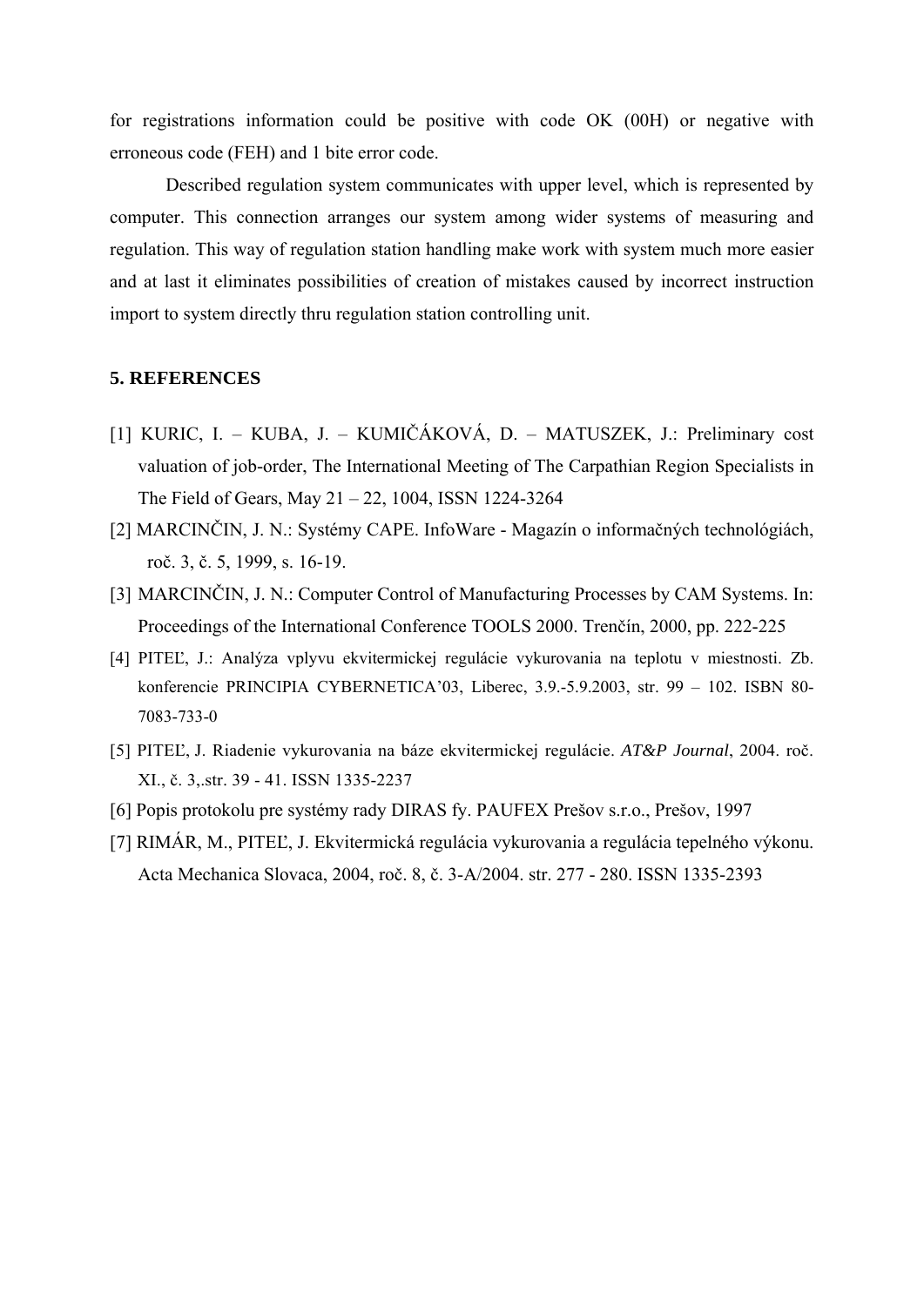for registrations information could be positive with code OK (00H) or negative with erroneous code (FEH) and 1 bite error code.

Described regulation system communicates with upper level, which is represented by computer. This connection arranges our system among wider systems of measuring and regulation. This way of regulation station handling make work with system much more easier and at last it eliminates possibilities of creation of mistakes caused by incorrect instruction import to system directly thru regulation station controlling unit.

## 5. REFERENCES

[1] KURIC, I. – KUBA, J. – KUMIČÁKOVÁ, D. – MATUSZEK, J.: Preliminary cost valuation of job-order, The International Meeting of The Carpathian Region Specialists in The Field of Gears, May 21 – 22, 1004, ISSN 1224-3264

[2] MARCINČIN, J. N.: Systémy CAPE. InfoWare - Magazín o informačných technológiách, roč. 3, č. 5, 1999, s. 16-19.

[3] MARCINČIN, J. N.: Computer Control of Manufacturing Processes by CAM Systems. In: Proceedings of the International Conference TOOLS 2000. Trenčín, 2000, pp. 222-225

[4] PITEĽ, J.: Analýza vplyvu ekvitermickej regulácie vykurovania na teplotu v miestnosti. Zb. konferencie PRINCIPIA CYBERNETICA'03, Liberec, 3.9.-5.9.2003, str. 99 – 102. ISBN 80-7083-733-0

[5] PITEĽ, J. Riadenie vykurovania na báze ekvitermickej regulácie. *AT&P Journal*, 2004. roč. XI., č. 3,.str. 39 - 41. ISSN 1335-2237

[6] Popis protokolu pre systémy rady DIRAS fy. PAUFEX Prešov s.r.o., Prešov, 1997

[7] RIMÁR, M., PITEĽ, J. Ekvitermická regulácia vykurovania a regulácia tepelného výkonu. Acta Mechanica Slovaca, 2004, roč. 8, č. 3-A/2004. str. 277 - 280. ISSN 1335-2393